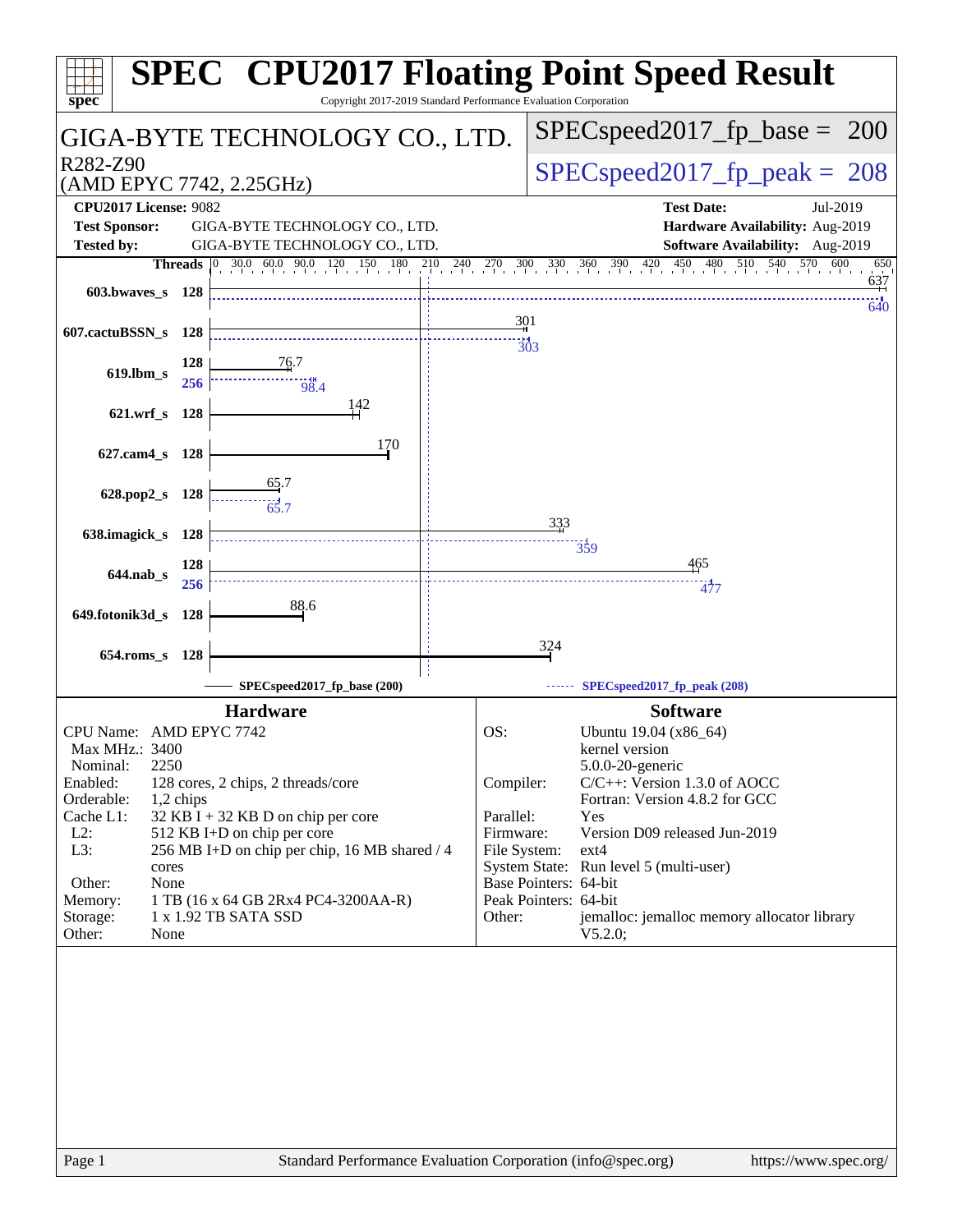# SPEC CPU2017 Floating Point Speed Result

Copyright 2017-2019 Standard Performance Evaluation Corporation

## GIGA-BYTE TECHNOLOGY CO., LTD.

R282-Z90
(AMD EPYC 7742, 2.25GHz)

SPECspeed2017_fp_base = 200

SPECspeed2017_fp_peak = 208

**CPU2017 License:** 9082
**Test Sponsor:** GIGA-BYTE TECHNOLOGY CO., LTD.
**Tested by:** GIGA-BYTE TECHNOLOGY CO., LTD.

**Test Date:** Jul-2019
**Hardware Availability:** Aug-2019
**Software Availability:** Aug-2019

| Benchmark | Threads | Base | Peak |
|---|---|---|---|
| 603.bwaves_s | 128 | 637 | 640 |
| 607.cactuBSSN_s | 128 | 301 | 303 |
| 619.lbm_s | 128 (base) / 256 (peak) | 76.7 | 98.4 |
| 621.wrf_s | 128 | 142 | |
| 627.cam4_s | 128 | 170 | |
| 628.pop2_s | 128 | 65.7 | 65.7 |
| 638.imagick_s | 128 | 333 | 359 |
| 644.nab_s | 128 (base) / 256 (peak) | 465 | 477 |
| 649.fotonik3d_s | 128 | 88.6 | |
| 654.roms_s | 128 | 324 | |

SPECspeed2017_fp_base (200) —— SPECspeed2017_fp_peak (208)

## Hardware

| | |
|---|---|
| CPU Name: | AMD EPYC 7742 |
| Max MHz.: | 3400 |
| Nominal: | 2250 |
| Enabled: | 128 cores, 2 chips, 2 threads/core |
| Orderable: | 1,2 chips |
| Cache L1: | 32 KB I + 32 KB D on chip per core |
| L2: | 512 KB I+D on chip per core |
| L3: | 256 MB I+D on chip per chip, 16 MB shared / 4 cores |
| Other: | None |
| Memory: | 1 TB (16 x 64 GB 2Rx4 PC4-3200AA-R) |
| Storage: | 1 x 1.92 TB SATA SSD |
| Other: | None |

## Software

| | |
|---|---|
| OS: | Ubuntu 19.04 (x86_64) kernel version 5.0.0-20-generic |
| Compiler: | C/C++: Version 1.3.0 of AOCC Fortran: Version 4.8.2 for GCC |
| Parallel: | Yes |
| Firmware: | Version D09 released Jun-2019 |
| File System: | ext4 |
| System State: | Run level 5 (multi-user) |
| Base Pointers: | 64-bit |
| Peak Pointers: | 64-bit |
| Other: | jemalloc: jemalloc memory allocator library V5.2.0; |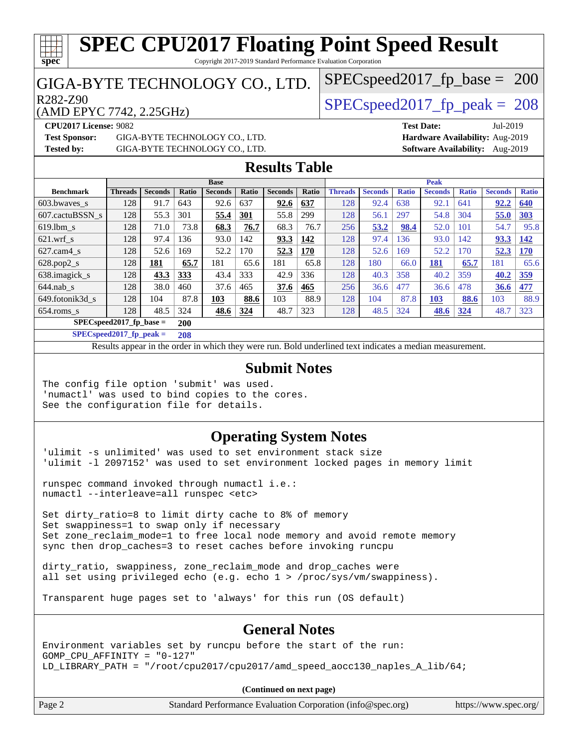# SPEC CPU2017 Floating Point Speed Result

Copyright 2017-2019 Standard Performance Evaluation Corporation

## GIGA-BYTE TECHNOLOGY CO., LTD.

R282-Z90
(AMD EPYC 7742, 2.25GHz)

SPECspeed2017_fp_base = 200

SPECspeed2017_fp_peak = 208

**CPU2017 License:** 9082
**Test Sponsor:** GIGA-BYTE TECHNOLOGY CO., LTD.
**Tested by:** GIGA-BYTE TECHNOLOGY CO., LTD.

**Test Date:** Jul-2019
**Hardware Availability:** Aug-2019
**Software Availability:** Aug-2019

## Results Table

| Benchmark | Base | | | | | | | Peak | | | | | | |
|---|---|---|---|---|---|---|---|---|---|---|---|---|---|---|
| | Threads | Seconds | Ratio | Seconds | Ratio | Seconds | Ratio | Threads | Seconds | Ratio | Seconds | Ratio | Seconds | Ratio |
| 603.bwaves_s | 128 | 91.7 | 643 | 92.6 | 637 | **92.6** | **637** | 128 | 92.4 | 638 | 92.1 | 641 | **92.2** | **640** |
| 607.cactuBSSN_s | 128 | 55.3 | 301 | **55.4** | **301** | 55.8 | 299 | 128 | 56.1 | 297 | 54.8 | 304 | **55.0** | **303** |
| 619.lbm_s | 128 | 71.0 | 73.8 | **68.3** | **76.7** | 68.3 | 76.7 | 256 | **53.2** | **98.4** | 52.0 | 101 | 54.7 | 95.8 |
| 621.wrf_s | 128 | 97.4 | 136 | 93.0 | 142 | **93.3** | **142** | 128 | 97.4 | 136 | 93.0 | 142 | **93.3** | **142** |
| 627.cam4_s | 128 | 52.6 | 169 | 52.2 | 170 | **52.3** | **170** | 128 | 52.6 | 169 | 52.2 | 170 | **52.3** | **170** |
| 628.pop2_s | 128 | **181** | **65.7** | 181 | 65.6 | 181 | 65.8 | 128 | 180 | 66.0 | **181** | **65.7** | 181 | 65.6 |
| 638.imagick_s | 128 | **43.3** | **333** | 43.4 | 333 | 42.9 | 336 | 128 | 40.3 | 358 | 40.2 | 359 | **40.2** | **359** |
| 644.nab_s | 128 | 38.0 | 460 | 37.6 | 465 | **37.6** | **465** | 256 | 36.6 | 477 | 36.6 | 478 | **36.6** | **477** |
| 649.fotonik3d_s | 128 | 104 | 87.8 | **103** | **88.6** | 103 | 88.9 | 128 | 104 | 87.8 | **103** | **88.6** | 103 | 88.9 |
| 654.roms_s | 128 | 48.5 | 324 | **48.6** | **324** | 48.7 | 323 | 128 | 48.5 | 324 | **48.6** | **324** | 48.7 | 323 |

**SPECspeed2017_fp_base = 200**

**SPECspeed2017_fp_peak = 208**

Results appear in the order in which they were run. Bold underlined text indicates a median measurement.

## Submit Notes

```
The config file option 'submit' was used.
'numactl' was used to bind copies to the cores.
See the configuration file for details.
```

## Operating System Notes

```
'ulimit -s unlimited' was used to set environment stack size
'ulimit -l 2097152' was used to set environment locked pages in memory limit

runspec command invoked through numactl i.e.:
numactl --interleave=all runspec <etc>

Set dirty_ratio=8 to limit dirty cache to 8% of memory
Set swappiness=1 to swap only if necessary
Set zone_reclaim_mode=1 to free local node memory and avoid remote memory
sync then drop_caches=3 to reset caches before invoking runcpu

dirty_ratio, swappiness, zone_reclaim_mode and drop_caches were
all set using privileged echo (e.g. echo 1 > /proc/sys/vm/swappiness).

Transparent huge pages set to 'always' for this run (OS default)
```

## General Notes

```
Environment variables set by runcpu before the start of the run:
GOMP_CPU_AFFINITY = "0-127"
LD_LIBRARY_PATH = "/root/cpu2017/cpu2017/amd_speed_aocc130_naples_A_lib/64;
```

**(Continued on next page)**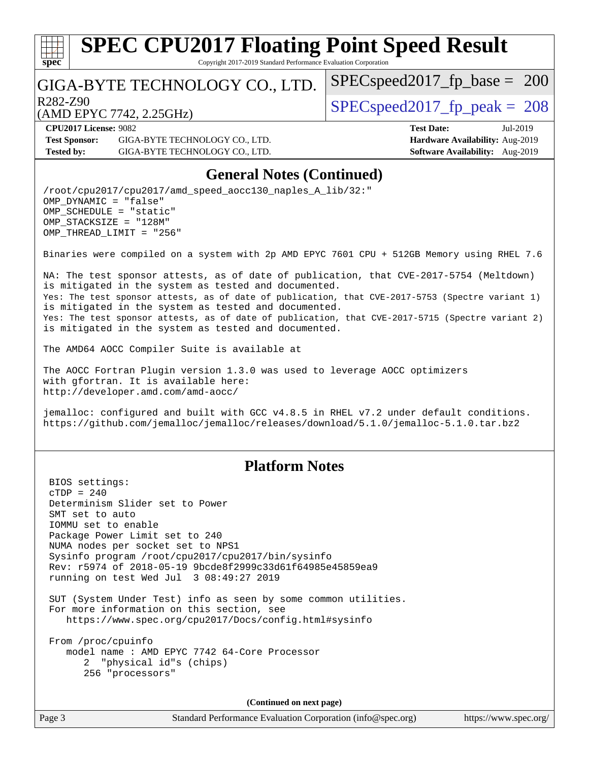# SPEC CPU2017 Floating Point Speed Result

Copyright 2017-2019 Standard Performance Evaluation Corporation

GIGA-BYTE TECHNOLOGY CO., LTD.

R282-Z90

(AMD EPYC 7742, 2.25GHz)

SPECspeed2017_fp_base = 200

SPECspeed2017_fp_peak = 208

**CPU2017 License:** 9082
**Test Sponsor:** GIGA-BYTE TECHNOLOGY CO., LTD.
**Tested by:** GIGA-BYTE TECHNOLOGY CO., LTD.

**Test Date:** Jul-2019
**Hardware Availability:** Aug-2019
**Software Availability:** Aug-2019

## General Notes (Continued)

```
/root/cpu2017/cpu2017/amd_speed_aocc130_naples_A_lib/32:"
OMP_DYNAMIC = "false"
OMP_SCHEDULE = "static"
OMP_STACKSIZE = "128M"
OMP_THREAD_LIMIT = "256"

Binaries were compiled on a system with 2p AMD EPYC 7601 CPU + 512GB Memory using RHEL 7.6

NA: The test sponsor attests, as of date of publication, that CVE-2017-5754 (Meltdown)
is mitigated in the system as tested and documented.
Yes: The test sponsor attests, as of date of publication, that CVE-2017-5753 (Spectre variant 1)
is mitigated in the system as tested and documented.
Yes: The test sponsor attests, as of date of publication, that CVE-2017-5715 (Spectre variant 2)
is mitigated in the system as tested and documented.

The AMD64 AOCC Compiler Suite is available at

The AOCC Fortran Plugin version 1.3.0 was used to leverage AOCC optimizers
with gfortran. It is available here:
http://developer.amd.com/amd-aocc/

jemalloc: configured and built with GCC v4.8.5 in RHEL v7.2 under default conditions.
https://github.com/jemalloc/jemalloc/releases/download/5.1.0/jemalloc-5.1.0.tar.bz2
```

## Platform Notes

```
BIOS settings:
cTDP = 240
Determinism Slider set to Power
SMT set to auto
IOMMU set to enable
Package Power Limit set to 240
NUMA nodes per socket set to NPS1
Sysinfo program /root/cpu2017/cpu2017/bin/sysinfo
Rev: r5974 of 2018-05-19 9bcde8f2999c33d61f64985e45859ea9
running on test Wed Jul  3 08:49:27 2019

SUT (System Under Test) info as seen by some common utilities.
For more information on this section, see
   https://www.spec.org/cpu2017/Docs/config.html#sysinfo

From /proc/cpuinfo
   model name : AMD EPYC 7742 64-Core Processor
      2  "physical id"s (chips)
      256 "processors"
```

(Continued on next page)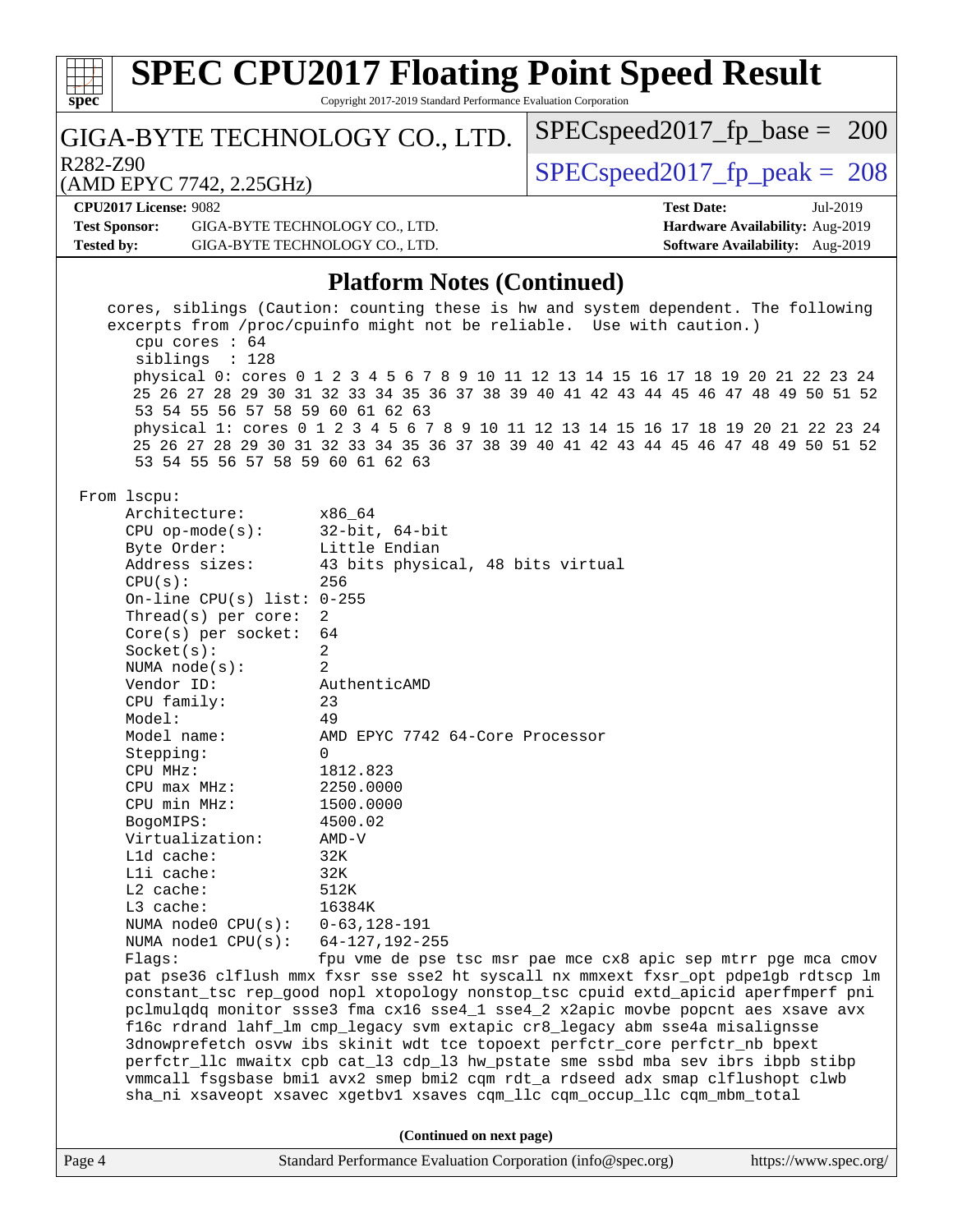# SPEC CPU2017 Floating Point Speed Result

Copyright 2017-2019 Standard Performance Evaluation Corporation

GIGA-BYTE TECHNOLOGY CO., LTD.

R282-Z90
(AMD EPYC 7742, 2.25GHz)

SPECspeed2017_fp_base = 200

SPECspeed2017_fp_peak = 208

**CPU2017 License:** 9082
**Test Sponsor:** GIGA-BYTE TECHNOLOGY CO., LTD.
**Tested by:** GIGA-BYTE TECHNOLOGY CO., LTD.

**Test Date:** Jul-2019
**Hardware Availability:** Aug-2019
**Software Availability:** Aug-2019

## Platform Notes (Continued)

```
    cores, siblings (Caution: counting these is hw and system dependent. The following
    excerpts from /proc/cpuinfo might not be reliable.  Use with caution.)
       cpu cores : 64
       siblings  : 128
       physical 0: cores 0 1 2 3 4 5 6 7 8 9 10 11 12 13 14 15 16 17 18 19 20 21 22 23 24
       25 26 27 28 29 30 31 32 33 34 35 36 37 38 39 40 41 42 43 44 45 46 47 48 49 50 51 52
       53 54 55 56 57 58 59 60 61 62 63
       physical 1: cores 0 1 2 3 4 5 6 7 8 9 10 11 12 13 14 15 16 17 18 19 20 21 22 23 24
       25 26 27 28 29 30 31 32 33 34 35 36 37 38 39 40 41 42 43 44 45 46 47 48 49 50 51 52
       53 54 55 56 57 58 59 60 61 62 63

 From lscpu:
      Architecture:        x86_64
      CPU op-mode(s):      32-bit, 64-bit
      Byte Order:          Little Endian
      Address sizes:       43 bits physical, 48 bits virtual
      CPU(s):              256
      On-line CPU(s) list: 0-255
      Thread(s) per core:  2
      Core(s) per socket:  64
      Socket(s):           2
      NUMA node(s):        2
      Vendor ID:           AuthenticAMD
      CPU family:          23
      Model:               49
      Model name:          AMD EPYC 7742 64-Core Processor
      Stepping:            0
      CPU MHz:             1812.823
      CPU max MHz:         2250.0000
      CPU min MHz:         1500.0000
      BogoMIPS:            4500.02
      Virtualization:      AMD-V
      L1d cache:           32K
      L1i cache:           32K
      L2 cache:            512K
      L3 cache:            16384K
      NUMA node0 CPU(s):   0-63,128-191
      NUMA node1 CPU(s):   64-127,192-255
      Flags:               fpu vme de pse tsc msr pae mce cx8 apic sep mtrr pge mca cmov
      pat pse36 clflush mmx fxsr sse sse2 ht syscall nx mmxext fxsr_opt pdpe1gb rdtscp lm
      constant_tsc rep_good nopl xtopology nonstop_tsc cpuid extd_apicid aperfmperf pni
      pclmulqdq monitor ssse3 fma cx16 sse4_1 sse4_2 x2apic movbe popcnt aes xsave avx
      f16c rdrand lahf_lm cmp_legacy svm extapic cr8_legacy abm sse4a misalignsse
      3dnowprefetch osvw ibs skinit wdt tce topoext perfctr_core perfctr_nb bpext
      perfctr_llc mwaitx cpb cat_l3 cdp_l3 hw_pstate sme ssbd mba sev ibrs ibpb stibp
      vmmcall fsgsbase bmi1 avx2 smep bmi2 cqm rdt_a rdseed adx smap clflushopt clwb
      sha_ni xsaveopt xsavec xgetbv1 xsaves cqm_llc cqm_occup_llc cqm_mbm_total
```

**(Continued on next page)**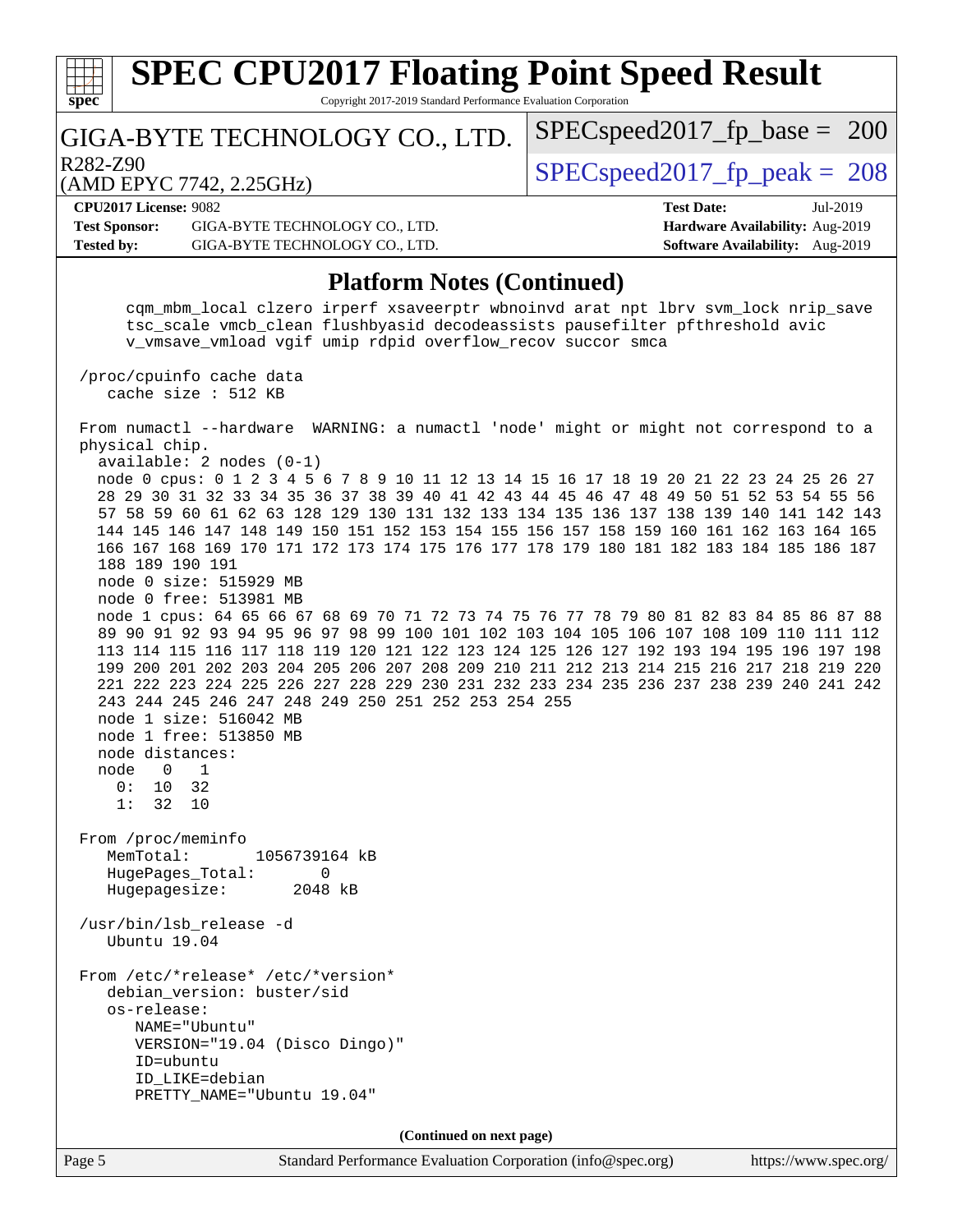## Platform Notes (Continued)

```
      cqm_mbm_local clzero irperf xsaveerptr wbnoinvd arat npt lbrv svm_lock nrip_save
      tsc_scale vmcb_clean flushbyasid decodeassists pausefilter pfthreshold avic
      v_vmsave_vmload vgif umip rdpid overflow_recov succor smca

 /proc/cpuinfo cache data
    cache size : 512 KB

 From numactl --hardware  WARNING: a numactl 'node' might or might not correspond to a
 physical chip.
   available: 2 nodes (0-1)
   node 0 cpus: 0 1 2 3 4 5 6 7 8 9 10 11 12 13 14 15 16 17 18 19 20 21 22 23 24 25 26 27
   28 29 30 31 32 33 34 35 36 37 38 39 40 41 42 43 44 45 46 47 48 49 50 51 52 53 54 55 56
   57 58 59 60 61 62 63 128 129 130 131 132 133 134 135 136 137 138 139 140 141 142 143
   144 145 146 147 148 149 150 151 152 153 154 155 156 157 158 159 160 161 162 163 164 165
   166 167 168 169 170 171 172 173 174 175 176 177 178 179 180 181 182 183 184 185 186 187
   188 189 190 191
   node 0 size: 515929 MB
   node 0 free: 513981 MB
   node 1 cpus: 64 65 66 67 68 69 70 71 72 73 74 75 76 77 78 79 80 81 82 83 84 85 86 87 88
   89 90 91 92 93 94 95 96 97 98 99 100 101 102 103 104 105 106 107 108 109 110 111 112
   113 114 115 116 117 118 119 120 121 122 123 124 125 126 127 192 193 194 195 196 197 198
   199 200 201 202 203 204 205 206 207 208 209 210 211 212 213 214 215 216 217 218 219 220
   221 222 223 224 225 226 227 228 229 230 231 232 233 234 235 236 237 238 239 240 241 242
   243 244 245 246 247 248 249 250 251 252 253 254 255
   node 1 size: 516042 MB
   node 1 free: 513850 MB
   node distances:
   node   0   1
     0:  10  32
     1:  32  10

 From /proc/meminfo
    MemTotal:       1056739164 kB
    HugePages_Total:       0
    Hugepagesize:       2048 kB

 /usr/bin/lsb_release -d
    Ubuntu 19.04

 From /etc/*release* /etc/*version*
    debian_version: buster/sid
    os-release:
       NAME="Ubuntu"
       VERSION="19.04 (Disco Dingo)"
       ID=ubuntu
       ID_LIKE=debian
       PRETTY_NAME="Ubuntu 19.04"
```

**(Continued on next page)**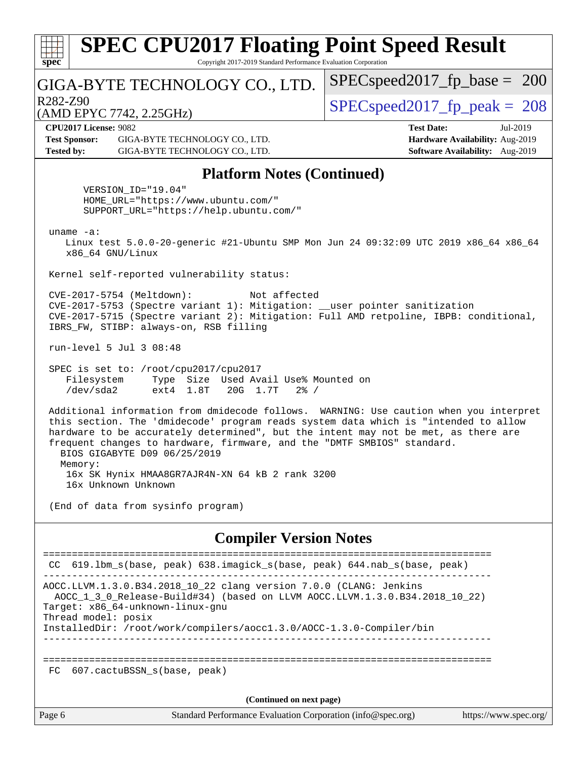## Platform Notes (Continued)

```
      VERSION_ID="19.04"
      HOME_URL="https://www.ubuntu.com/"
      SUPPORT_URL="https://help.ubuntu.com/"

 uname -a:
    Linux test 5.0.0-20-generic #21-Ubuntu SMP Mon Jun 24 09:32:09 UTC 2019 x86_64 x86_64
    x86_64 GNU/Linux

 Kernel self-reported vulnerability status:

 CVE-2017-5754 (Meltdown):          Not affected
 CVE-2017-5753 (Spectre variant 1): Mitigation: __user pointer sanitization
 CVE-2017-5715 (Spectre variant 2): Mitigation: Full AMD retpoline, IBPB: conditional,
 IBRS_FW, STIBP: always-on, RSB filling

 run-level 5 Jul 3 08:48

 SPEC is set to: /root/cpu2017/cpu2017
    Filesystem     Type  Size  Used Avail Use% Mounted on
    /dev/sda2      ext4  1.8T   20G  1.7T   2% /

 Additional information from dmidecode follows.  WARNING: Use caution when you interpret
 this section. The 'dmidecode' program reads system data which is "intended to allow
 hardware to be accurately determined", but the intent may not be met, as there are
 frequent changes to hardware, firmware, and the "DMTF SMBIOS" standard.
   BIOS GIGABYTE D09 06/25/2019
   Memory:
    16x SK Hynix HMAA8GR7AJR4N-XN 64 kB 2 rank 3200
    16x Unknown Unknown

 (End of data from sysinfo program)
```

## Compiler Version Notes

```
==============================================================================
 CC  619.lbm_s(base, peak) 638.imagick_s(base, peak) 644.nab_s(base, peak)
------------------------------------------------------------------------------
AOCC.LLVM.1.3.0.B34.2018_10_22 clang version 7.0.0 (CLANG: Jenkins
  AOCC_1_3_0_Release-Build#34) (based on LLVM AOCC.LLVM.1.3.0.B34.2018_10_22)
Target: x86_64-unknown-linux-gnu
Thread model: posix
InstalledDir: /root/work/compilers/aocc1.3.0/AOCC-1.3.0-Compiler/bin
------------------------------------------------------------------------------

==============================================================================
 FC  607.cactuBSSN_s(base, peak)
```

(Continued on next page)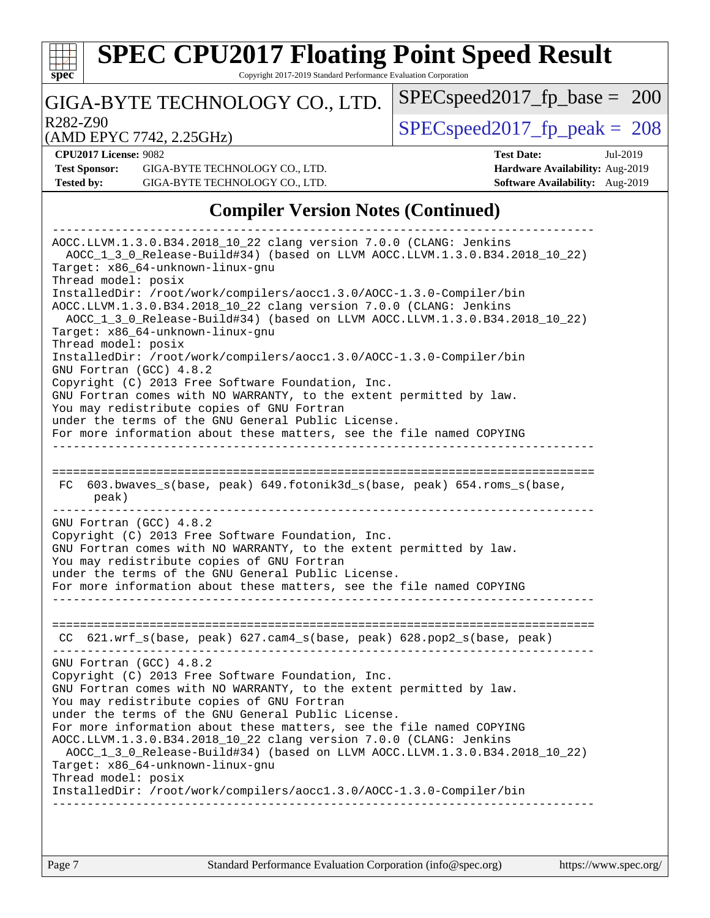# SPEC CPU2017 Floating Point Speed Result

Copyright 2017-2019 Standard Performance Evaluation Corporation

GIGA-BYTE TECHNOLOGY CO., LTD.

R282-Z90

(AMD EPYC 7742, 2.25GHz)

SPECspeed2017_fp_base = 200

SPECspeed2017_fp_peak = 208

**CPU2017 License:** 9082
**Test Sponsor:** GIGA-BYTE TECHNOLOGY CO., LTD.
**Tested by:** GIGA-BYTE TECHNOLOGY CO., LTD.

**Test Date:** Jul-2019
**Hardware Availability:** Aug-2019
**Software Availability:** Aug-2019

## Compiler Version Notes (Continued)

```
------------------------------------------------------------------------------
AOCC.LLVM.1.3.0.B34.2018_10_22 clang version 7.0.0 (CLANG: Jenkins
  AOCC_1_3_0_Release-Build#34) (based on LLVM AOCC.LLVM.1.3.0.B34.2018_10_22)
Target: x86_64-unknown-linux-gnu
Thread model: posix
InstalledDir: /root/work/compilers/aocc1.3.0/AOCC-1.3.0-Compiler/bin
AOCC.LLVM.1.3.0.B34.2018_10_22 clang version 7.0.0 (CLANG: Jenkins
  AOCC_1_3_0_Release-Build#34) (based on LLVM AOCC.LLVM.1.3.0.B34.2018_10_22)
Target: x86_64-unknown-linux-gnu
Thread model: posix
InstalledDir: /root/work/compilers/aocc1.3.0/AOCC-1.3.0-Compiler/bin
GNU Fortran (GCC) 4.8.2
Copyright (C) 2013 Free Software Foundation, Inc.
GNU Fortran comes with NO WARRANTY, to the extent permitted by law.
You may redistribute copies of GNU Fortran
under the terms of the GNU General Public License.
For more information about these matters, see the file named COPYING
------------------------------------------------------------------------------

==============================================================================
 FC  603.bwaves_s(base, peak) 649.fotonik3d_s(base, peak) 654.roms_s(base,
      peak)
------------------------------------------------------------------------------
GNU Fortran (GCC) 4.8.2
Copyright (C) 2013 Free Software Foundation, Inc.
GNU Fortran comes with NO WARRANTY, to the extent permitted by law.
You may redistribute copies of GNU Fortran
under the terms of the GNU General Public License.
For more information about these matters, see the file named COPYING
------------------------------------------------------------------------------

==============================================================================
 CC  621.wrf_s(base, peak) 627.cam4_s(base, peak) 628.pop2_s(base, peak)
------------------------------------------------------------------------------
GNU Fortran (GCC) 4.8.2
Copyright (C) 2013 Free Software Foundation, Inc.
GNU Fortran comes with NO WARRANTY, to the extent permitted by law.
You may redistribute copies of GNU Fortran
under the terms of the GNU General Public License.
For more information about these matters, see the file named COPYING
AOCC.LLVM.1.3.0.B34.2018_10_22 clang version 7.0.0 (CLANG: Jenkins
  AOCC_1_3_0_Release-Build#34) (based on LLVM AOCC.LLVM.1.3.0.B34.2018_10_22)
Target: x86_64-unknown-linux-gnu
Thread model: posix
InstalledDir: /root/work/compilers/aocc1.3.0/AOCC-1.3.0-Compiler/bin
------------------------------------------------------------------------------
```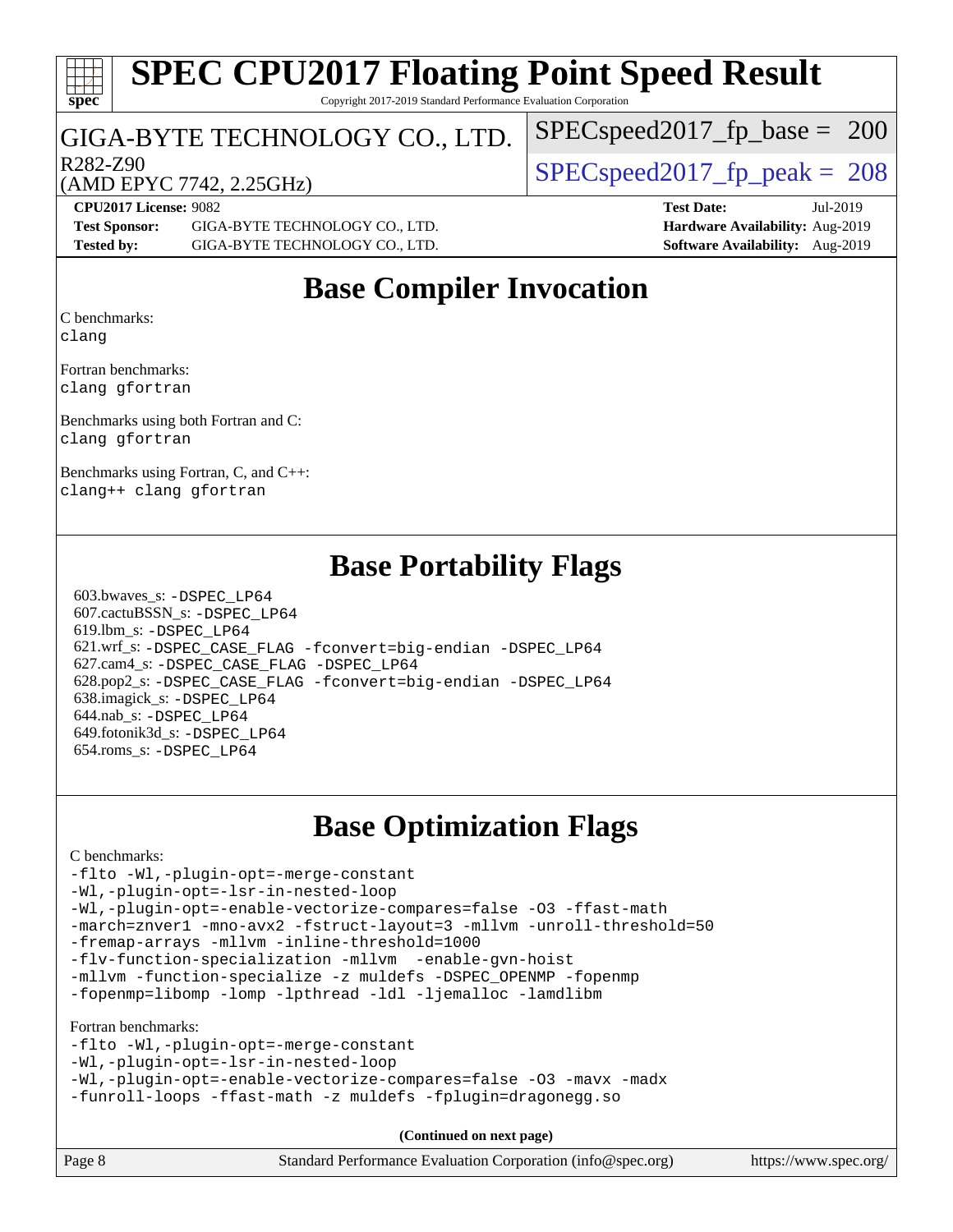# SPEC CPU2017 Floating Point Speed Result

Copyright 2017-2019 Standard Performance Evaluation Corporation

GIGA-BYTE TECHNOLOGY CO., LTD.

R282-Z90

(AMD EPYC 7742, 2.25GHz)

SPECspeed2017_fp_base = 200

SPECspeed2017_fp_peak = 208

**CPU2017 License:** 9082

**Test Sponsor:** GIGA-BYTE TECHNOLOGY CO., LTD.

**Tested by:** GIGA-BYTE TECHNOLOGY CO., LTD.

**Test Date:** Jul-2019

**Hardware Availability:** Aug-2019

**Software Availability:** Aug-2019

## Base Compiler Invocation

C benchmarks:
clang

Fortran benchmarks:
clang gfortran

Benchmarks using both Fortran and C:
clang gfortran

Benchmarks using Fortran, C, and C++:
clang++ clang gfortran

## Base Portability Flags

603.bwaves_s: -DSPEC_LP64
607.cactuBSSN_s: -DSPEC_LP64
619.lbm_s: -DSPEC_LP64
621.wrf_s: -DSPEC_CASE_FLAG -fconvert=big-endian -DSPEC_LP64
627.cam4_s: -DSPEC_CASE_FLAG -DSPEC_LP64
628.pop2_s: -DSPEC_CASE_FLAG -fconvert=big-endian -DSPEC_LP64
638.imagick_s: -DSPEC_LP64
644.nab_s: -DSPEC_LP64
649.fotonik3d_s: -DSPEC_LP64
654.roms_s: -DSPEC_LP64

## Base Optimization Flags

C benchmarks:

```
-flto -Wl,-plugin-opt=-merge-constant
-Wl,-plugin-opt=-lsr-in-nested-loop
-Wl,-plugin-opt=-enable-vectorize-compares=false -O3 -ffast-math
-march=znver1 -mno-avx2 -fstruct-layout=3 -mllvm -unroll-threshold=50
-fremap-arrays -mllvm -inline-threshold=1000
-flv-function-specialization -mllvm -enable-gvn-hoist
-mllvm -function-specialize -z muldefs -DSPEC_OPENMP -fopenmp
-fopenmp=libomp -lomp -lpthread -ldl -ljemalloc -lamdlibm
```

Fortran benchmarks:

```
-flto -Wl,-plugin-opt=-merge-constant
-Wl,-plugin-opt=-lsr-in-nested-loop
-Wl,-plugin-opt=-enable-vectorize-compares=false -O3 -mavx -madx
-funroll-loops -ffast-math -z muldefs -fplugin=dragonegg.so
```

**(Continued on next page)**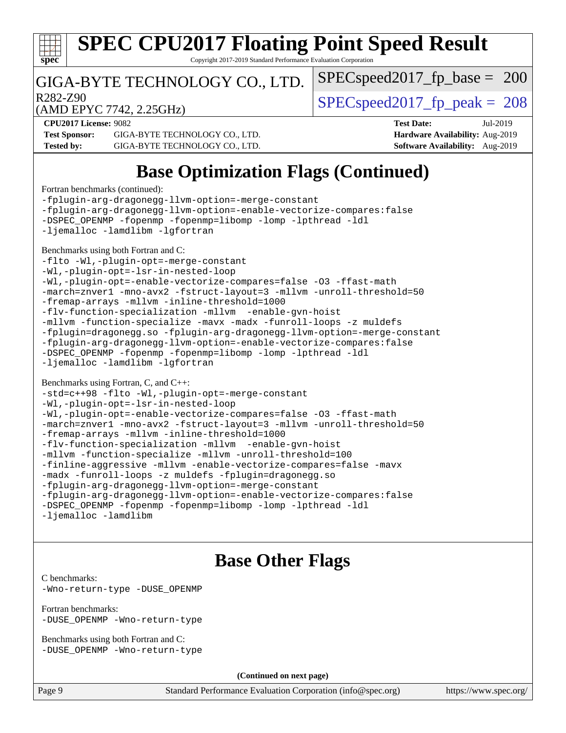## Base Optimization Flags (Continued)

Fortran benchmarks (continued):

```
-fplugin-arg-dragonegg-llvm-option=-merge-constant
-fplugin-arg-dragonegg-llvm-option=-enable-vectorize-compares:false
-DSPEC_OPENMP -fopenmp -fopenmp=libomp -lomp -lpthread -ldl
-ljemalloc -lamdlibm -lgfortran
```

Benchmarks using both Fortran and C:

```
-flto -Wl,-plugin-opt=-merge-constant
-Wl,-plugin-opt=-lsr-in-nested-loop
-Wl,-plugin-opt=-enable-vectorize-compares=false -O3 -ffast-math
-march=znver1 -mno-avx2 -fstruct-layout=3 -mllvm -unroll-threshold=50
-fremap-arrays -mllvm -inline-threshold=1000
-flv-function-specialization -mllvm  -enable-gvn-hoist
-mllvm -function-specialize -mavx -madx -funroll-loops -z muldefs
-fplugin=dragonegg.so -fplugin-arg-dragonegg-llvm-option=-merge-constant
-fplugin-arg-dragonegg-llvm-option=-enable-vectorize-compares:false
-DSPEC_OPENMP -fopenmp -fopenmp=libomp -lomp -lpthread -ldl
-ljemalloc -lamdlibm -lgfortran
```

Benchmarks using Fortran, C, and C++:

```
-std=c++98 -flto -Wl,-plugin-opt=-merge-constant
-Wl,-plugin-opt=-lsr-in-nested-loop
-Wl,-plugin-opt=-enable-vectorize-compares=false -O3 -ffast-math
-march=znver1 -mno-avx2 -fstruct-layout=3 -mllvm -unroll-threshold=50
-fremap-arrays -mllvm -inline-threshold=1000
-flv-function-specialization -mllvm  -enable-gvn-hoist
-mllvm -function-specialize -mllvm -unroll-threshold=100
-finline-aggressive -mllvm -enable-vectorize-compares=false -mavx
-madx -funroll-loops -z muldefs -fplugin=dragonegg.so
-fplugin-arg-dragonegg-llvm-option=-merge-constant
-fplugin-arg-dragonegg-llvm-option=-enable-vectorize-compares:false
-DSPEC_OPENMP -fopenmp -fopenmp=libomp -lomp -lpthread -ldl
-ljemalloc -lamdlibm
```

## Base Other Flags

C benchmarks:

```
-Wno-return-type -DUSE_OPENMP
```

Fortran benchmarks:

```
-DUSE_OPENMP -Wno-return-type
```

Benchmarks using both Fortran and C:

```
-DUSE_OPENMP -Wno-return-type
```

**(Continued on next page)**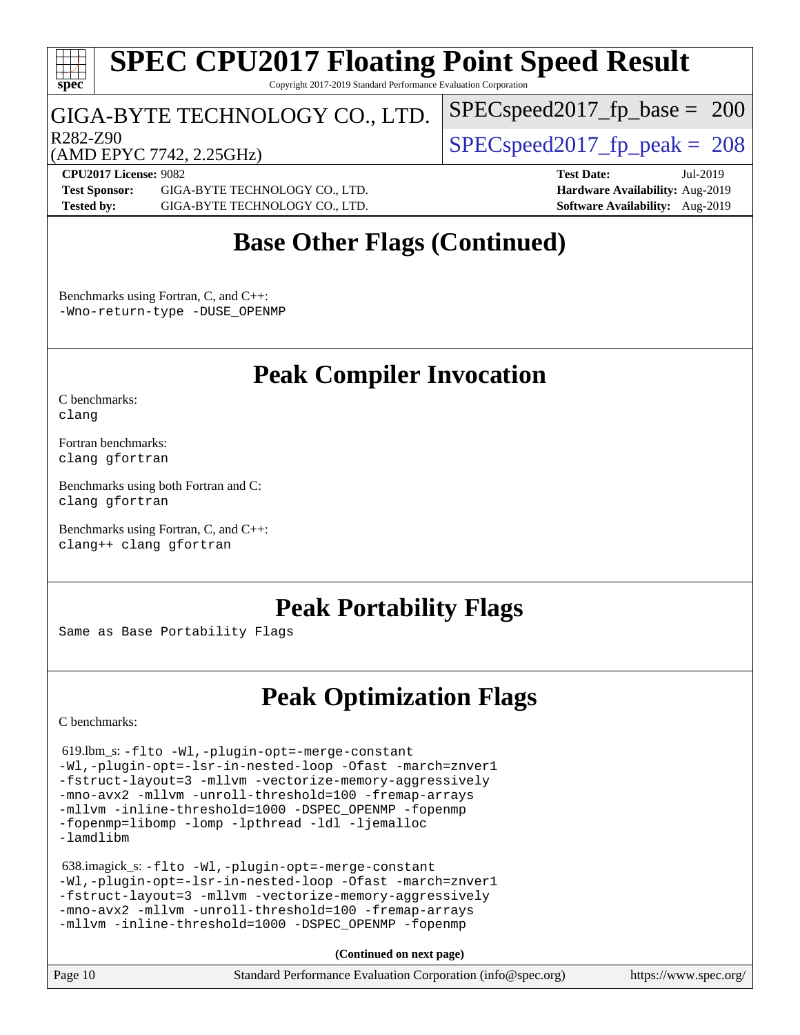# SPEC CPU2017 Floating Point Speed Result

Copyright 2017-2019 Standard Performance Evaluation Corporation

GIGA-BYTE TECHNOLOGY CO., LTD.

R282-Z90

(AMD EPYC 7742, 2.25GHz)

SPECspeed2017_fp_base = 200

SPECspeed2017_fp_peak = 208

**CPU2017 License:** 9082
**Test Sponsor:** GIGA-BYTE TECHNOLOGY CO., LTD.
**Tested by:** GIGA-BYTE TECHNOLOGY CO., LTD.

**Test Date:** Jul-2019
**Hardware Availability:** Aug-2019
**Software Availability:** Aug-2019

## Base Other Flags (Continued)

Benchmarks using Fortran, C, and C++:
`-Wno-return-type -DUSE_OPENMP`

## Peak Compiler Invocation

C benchmarks:
`clang`

Fortran benchmarks:
`clang gfortran`

Benchmarks using both Fortran and C:
`clang gfortran`

Benchmarks using Fortran, C, and C++:
`clang++ clang gfortran`

## Peak Portability Flags

Same as Base Portability Flags

## Peak Optimization Flags

C benchmarks:

619.lbm_s: `-flto -Wl,-plugin-opt=-merge-constant -Wl,-plugin-opt=-lsr-in-nested-loop -Ofast -march=znver1 -fstruct-layout=3 -mllvm -vectorize-memory-aggressively -mno-avx2 -mllvm -unroll-threshold=100 -fremap-arrays -mllvm -inline-threshold=1000 -DSPEC_OPENMP -fopenmp -fopenmp=libomp -lomp -lpthread -ldl -ljemalloc -lamdlibm`

638.imagick_s: `-flto -Wl,-plugin-opt=-merge-constant -Wl,-plugin-opt=-lsr-in-nested-loop -Ofast -march=znver1 -fstruct-layout=3 -mllvm -vectorize-memory-aggressively -mno-avx2 -mllvm -unroll-threshold=100 -fremap-arrays -mllvm -inline-threshold=1000 -DSPEC_OPENMP -fopenmp`

**(Continued on next page)**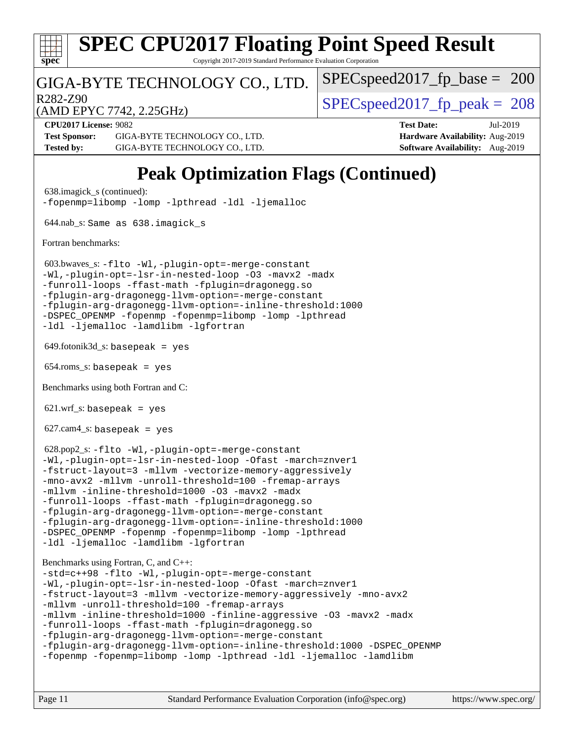# Peak Optimization Flags (Continued)

638.imagick_s (continued):
```
-fopenmp=libomp -lomp -lpthread -ldl -ljemalloc
```

644.nab_s: `Same as 638.imagick_s`

Fortran benchmarks:

603.bwaves_s:
```
-flto -Wl,-plugin-opt=-merge-constant
-Wl,-plugin-opt=-lsr-in-nested-loop -O3 -mavx2 -madx
-funroll-loops -ffast-math -fplugin=dragonegg.so
-fplugin-arg-dragonegg-llvm-option=-merge-constant
-fplugin-arg-dragonegg-llvm-option=-inline-threshold:1000
-DSPEC_OPENMP -fopenmp -fopenmp=libomp -lomp -lpthread
-ldl -ljemalloc -lamdlibm -lgfortran
```

649.fotonik3d_s: `basepeak = yes`

654.roms_s: `basepeak = yes`

Benchmarks using both Fortran and C:

621.wrf_s: `basepeak = yes`

627.cam4_s: `basepeak = yes`

628.pop2_s:
```
-flto -Wl,-plugin-opt=-merge-constant
-Wl,-plugin-opt=-lsr-in-nested-loop -Ofast -march=znver1
-fstruct-layout=3 -mllvm -vectorize-memory-aggressively
-mno-avx2 -mllvm -unroll-threshold=100 -fremap-arrays
-mllvm -inline-threshold=1000 -O3 -mavx2 -madx
-funroll-loops -ffast-math -fplugin=dragonegg.so
-fplugin-arg-dragonegg-llvm-option=-merge-constant
-fplugin-arg-dragonegg-llvm-option=-inline-threshold:1000
-DSPEC_OPENMP -fopenmp -fopenmp=libomp -lomp -lpthread
-ldl -ljemalloc -lamdlibm -lgfortran
```

Benchmarks using Fortran, C, and C++:
```
-std=c++98 -flto -Wl,-plugin-opt=-merge-constant
-Wl,-plugin-opt=-lsr-in-nested-loop -Ofast -march=znver1
-fstruct-layout=3 -mllvm -vectorize-memory-aggressively -mno-avx2
-mllvm -unroll-threshold=100 -fremap-arrays
-mllvm -inline-threshold=1000 -finline-aggressive -O3 -mavx2 -madx
-funroll-loops -ffast-math -fplugin=dragonegg.so
-fplugin-arg-dragonegg-llvm-option=-merge-constant
-fplugin-arg-dragonegg-llvm-option=-inline-threshold:1000 -DSPEC_OPENMP
-fopenmp -fopenmp=libomp -lomp -lpthread -ldl -ljemalloc -lamdlibm
```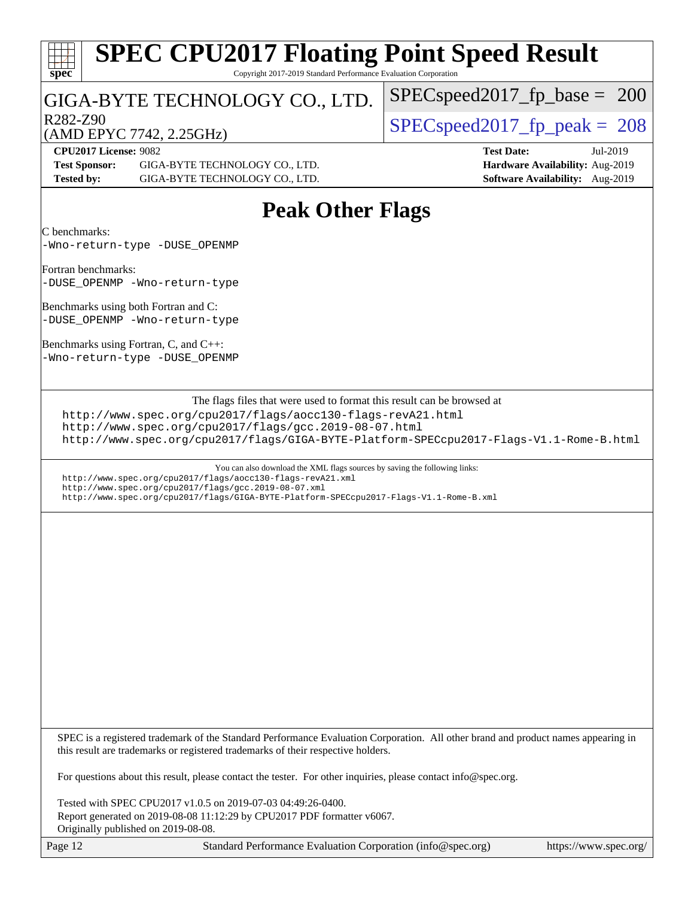# Peak Other Flags

C benchmarks:
-Wno-return-type -DUSE_OPENMP

Fortran benchmarks:
-DUSE_OPENMP -Wno-return-type

Benchmarks using both Fortran and C:
-DUSE_OPENMP -Wno-return-type

Benchmarks using Fortran, C, and C++:
-Wno-return-type -DUSE_OPENMP

The flags files that were used to format this result can be browsed at
http://www.spec.org/cpu2017/flags/aocc130-flags-revA21.html
http://www.spec.org/cpu2017/flags/gcc.2019-08-07.html
http://www.spec.org/cpu2017/flags/GIGA-BYTE-Platform-SPECcpu2017-Flags-V1.1-Rome-B.html

You can also download the XML flags sources by saving the following links:
http://www.spec.org/cpu2017/flags/aocc130-flags-revA21.xml
http://www.spec.org/cpu2017/flags/gcc.2019-08-07.xml
http://www.spec.org/cpu2017/flags/GIGA-BYTE-Platform-SPECcpu2017-Flags-V1.1-Rome-B.xml

SPEC is a registered trademark of the Standard Performance Evaluation Corporation. All other brand and product names appearing in this result are trademarks or registered trademarks of their respective holders.

For questions about this result, please contact the tester. For other inquiries, please contact info@spec.org.

Tested with SPEC CPU2017 v1.0.5 on 2019-07-03 04:49:26-0400.
Report generated on 2019-08-08 11:12:29 by CPU2017 PDF formatter v6067.
Originally published on 2019-08-08.